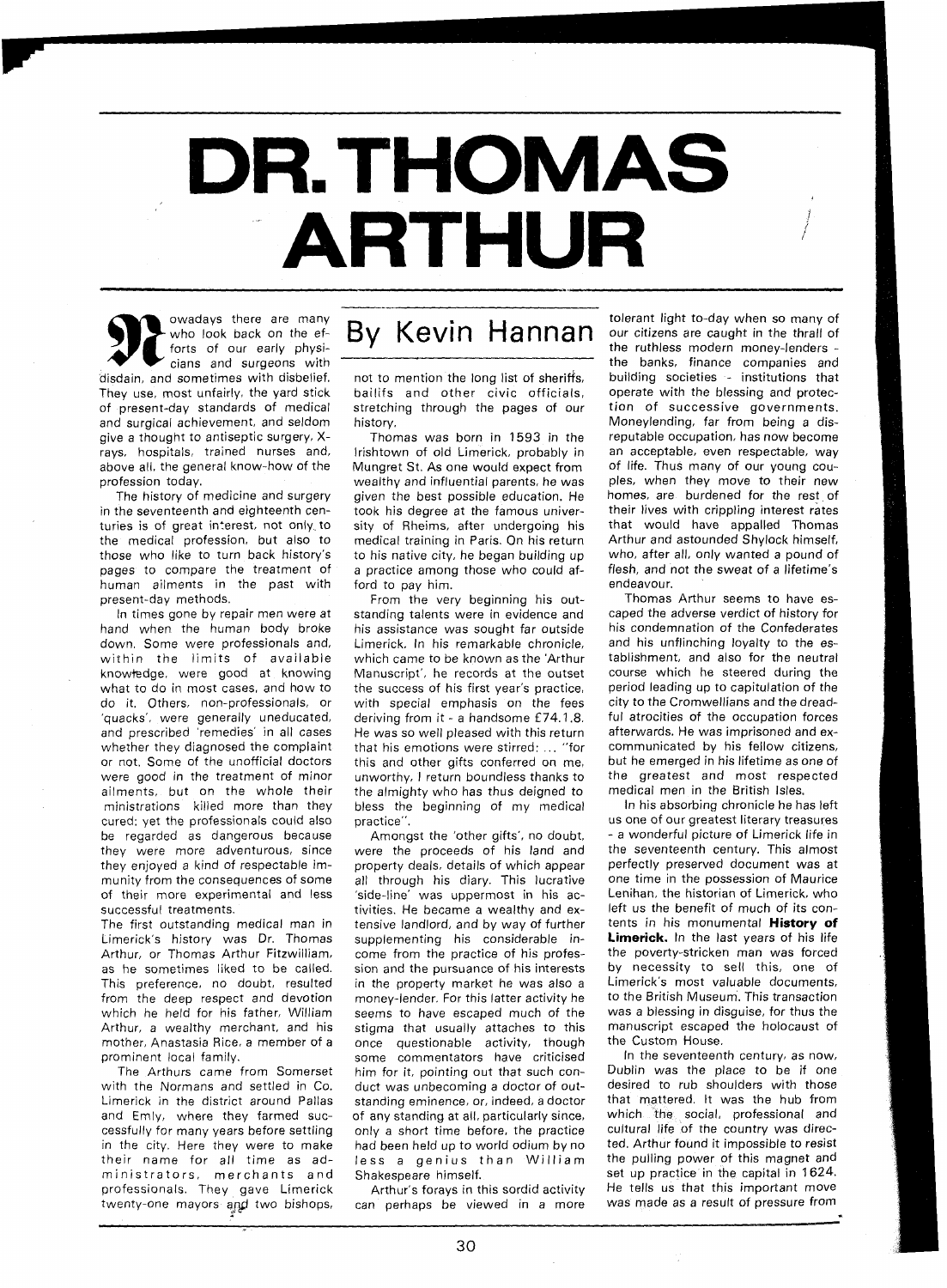# DR. THOMAS ARTHUR

## By Kevin Hannan

Nowadays there are many who look back on the efforts of our early physicians and surgeons with disdain, and sometimes with disbelief. They use, most unfairly, the yard stick of present-day standards of medical and surgical achievement, and seldom give a thought to antiseptic surgery, X-rays, hospitals, trained nurses and, above all, the general know-how of the profession today.

The history of medicine and surgery in the seventeenth and eighteenth centuries is of great interest, not only to the medical profession, but also to those who like to turn back history's pages to compare the treatment of human ailments in the past with present-day methods.

In times gone by repair men were at hand when the human body broke down. Some were professionals and, within the limits of available knowledge, were good at knowing what to do in most cases, and how to do it. Others, non-professionals, or 'quacks', were generally uneducated, and prescribed 'remedies' in all cases whether they diagnosed the complaint or not. Some of the unofficial doctors were good in the treatment of minor ailments, but on the whole their ministrations killed more than they cured; yet the professionals could also be regarded as dangerous because they were more adventurous, since they enjoyed a kind of respectable immunity from the consequences of some of their more experimental and less successful treatments.

The first outstanding medical man in Limerick's history was Dr. Thomas Arthur, or Thomas Arthur Fitzwilliam, as he sometimes liked to be called. This preference, no doubt, resulted from the deep respect and devotion which he held for his father, William Arthur, a wealthy merchant, and his mother, Anastasia Rice, a member of a prominent local family.

The Arthurs came from Somerset with the Normans and settled in Co. Limerick in the district around Pallas and Emly, where they farmed successfully for many years before settling in the city. Here they were to make their name for all time as administrators, merchants and professionals. They gave Limerick twenty-one mayors and two bishops, not to mention the long list of sheriffs, bailifs and other civic officials, stretching through the pages of our history.

Thomas was born in 1593 in the Irishtown of old Limerick, probably in Mungret St. As one would expect from wealthy and influential parents, he was given the best possible education. He took his degree at the famous university of Rheims, after undergoing his medical training in Paris. On his return to his native city, he began building up a practice among those who could afford to pay him.

From the very beginning his outstanding talents were in evidence and his assistance was sought far outside Limerick. In his remarkable chronicle, which came to be known as the 'Arthur Manuscript', he records at the outset the success of his first year's practice, with special emphasis on the fees deriving from it - a handsome £74.1.8. He was so well pleased with this return that his emotions were stirred: ... "for this and other gifts conferred on me, unworthy, I return boundless thanks to the almighty who has thus deigned to bless the beginning of my medical practice".

Amongst the 'other gifts', no doubt, were the proceeds of his land and property deals, details of which appear all through his diary. This lucrative 'side-line' was uppermost in his activities. He became a wealthy and extensive landlord, and by way of further supplementing his considerable income from the practice of his profession and the pursuance of his interests in the property market he was also a money-lender. For this latter activity he seems to have escaped much of the stigma that usually attaches to this once questionable activity, though some commentators have criticised him for it, pointing out that such conduct was unbecoming a doctor of outstanding eminence, or, indeed, a doctor of any standing at all, particularly since, only a short time before, the practice had been held up to world odium by no less a genius than William Shakespeare himself.

Arthur's forays in this sordid activity can perhaps be viewed in a more tolerant light to-day when so many of our citizens are caught in the thrall of the ruthless modern money-lenders - the banks, finance companies and building societies - institutions that operate with the blessing and protection of successive governments. Moneylending, far from being a disreputable occupation, has now become an acceptable, even respectable, way of life. Thus many of our young couples, when they move to their new homes, are burdened for the rest of their lives with crippling interest rates that would have appalled Thomas Arthur and astounded Shylock himself, who, after all, only wanted a pound of flesh, and not the sweat of a lifetime's endeavour.

Thomas Arthur seems to have escaped the adverse verdict of history for his condemnation of the Confederates and his unflinching loyalty to the establishment, and also for the neutral course which he steered during the period leading up to capitulation of the city to the Cromwellians and the dreadful atrocities of the occupation forces afterwards. He was imprisoned and excommunicated by his fellow citizens, but he emerged in his lifetime as one of the greatest and most respected medical men in the British Isles.

In his absorbing chronicle he has left us one of our greatest literary treasures - a wonderful picture of Limerick life in the seventeenth century. This almost perfectly preserved document was at one time in the possession of Maurice Lenihan, the historian of Limerick, who left us the benefit of much of its contents in his monumental **History of Limerick.** In the last years of his life the poverty-stricken man was forced by necessity to sell this, one of Limerick's most valuable documents, to the British Museum. This transaction was a blessing in disguise, for thus the manuscript escaped the holocaust of the Custom House.

In the seventeenth century, as now, Dublin was the place to be if one desired to rub shoulders with those that mattered. It was the hub from which the social, professional and cultural life of the country was directed. Arthur found it impossible to resist the pulling power of this magnet and set up practice in the capital in 1624. He tells us that this important move was made as a result of pressure from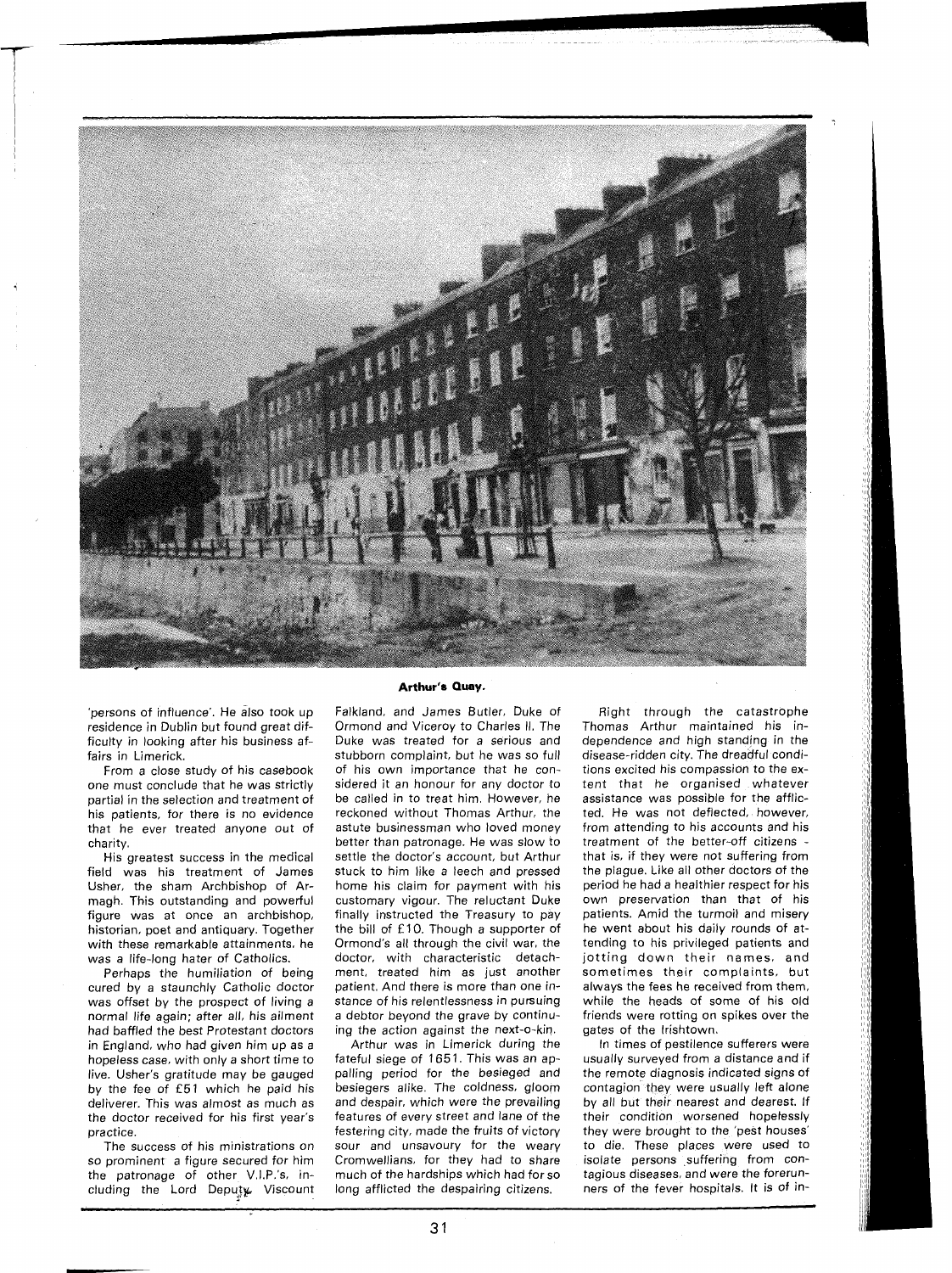**Arthur's Quay.**

'persons of influence'. He also took up residence in Dublin but found great difficulty in looking after his business affairs in Limerick.

From a close study of his casebook one must conclude that he was strictly partial in the selection and treatment of his patients, for there is no evidence that he ever treated anyone out of charity.

His greatest success in the medical field was his treatment of James Usher, the sham Archbishop of Armagh. This outstanding and powerful figure was at once an archbishop, historian, poet and antiquary. Together with these remarkable attainments, he was a life-long hater of Catholics.

Perhaps the humiliation of being cured by a staunchly Catholic doctor was offset by the prospect of living a normal life again; after all, his ailment had baffled the best Protestant doctors in England, who had given him up as a hopeless case, with only a short time to live. Usher's gratitude may be gauged by the fee of £51 which he paid his deliverer. This was almost as much as the doctor received for his first year's practice.

The success of his ministrations on so prominent a figure secured for him the patronage of other V.I.P.'s, including the Lord Deputy, Viscount Falkland, and James Butler, Duke of Ormond and Viceroy to Charles II. The Duke was treated for a serious and stubborn complaint, but he was so full of his own importance that he considered it an honour for any doctor to be called in to treat him. However, he reckoned without Thomas Arthur, the astute businessman who loved money better than patronage. He was slow to settle the doctor's account, but Arthur stuck to him like a leech and pressed home his claim for payment with his customary vigour. The reluctant Duke finally instructed the Treasury to pay the bill of £10. Though a supporter of Ormond's all through the civil war, the doctor, with characteristic detachment, treated him as just another patient. And there is more than one instance of his relentlessness in pursuing a debtor beyond the grave by continuing the action against the next-o-kin.

Arthur was in Limerick during the fateful siege of 1651. This was an appalling period for the besieged and besiegers alike. The coldness, gloom and despair, which were the prevailing features of every street and lane of the festering city, made the fruits of victory sour and unsavoury for the weary Cromwellians, for they had to share much of the hardships which had for so long afflicted the despairing citizens.

Right through the catastrophe Thomas Arthur maintained his independence and high standing in the disease-ridden city. The dreadful conditions excited his compassion to the extent that he organised whatever assistance was possible for the afflicted. He was not deflected, however, from attending to his accounts and his treatment of the better-off citizens - that is, if they were not suffering from the plague. Like all other doctors of the period he had a healthier respect for his own preservation than that of his patients. Amid the turmoil and misery he went about his daily rounds of attending to his privileged patients and jotting down their names, and sometimes their complaints, but always the fees he received from them, while the heads of some of his old friends were rotting on spikes over the gates of the Irishtown.

In times of pestilence sufferers were usually surveyed from a distance and if the remote diagnosis indicated signs of contagion they were usually left alone by all but their nearest and dearest. If their condition worsened hopelessly they were brought to the 'pest houses' to die. These places were used to isolate persons suffering from contagious diseases, and were the forerunners of the fever hospitals. It is of in-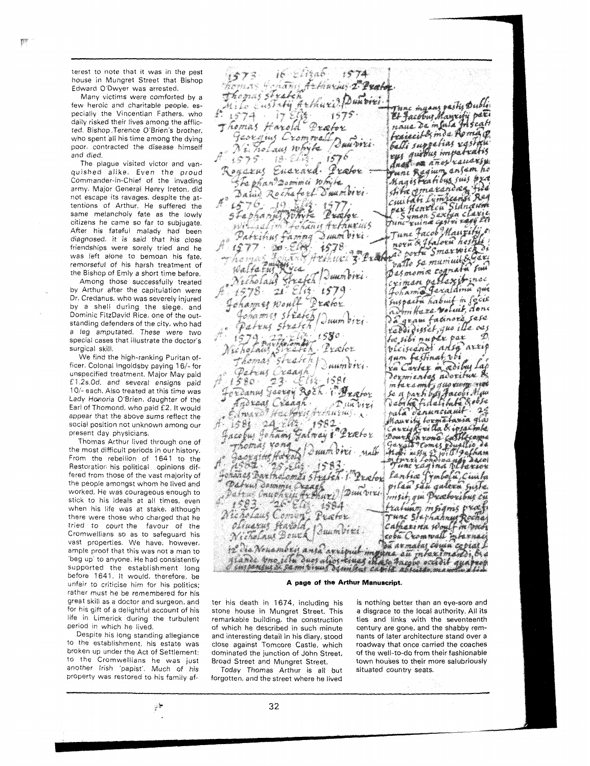terest to note that it was in the pest house in Mungret Street that Bishop Edward O'Dwyer was arrested.

Many victims were comforted by a few heroic and charitable people, especially the Vincentian Fathers, who daily risked their lives among the afflicted. Bishop Terence O'Brien's brother, who spent all his time among the dying poor, contracted the disease himself and died.

The plague visited victor and vanquished alike. Even the proud Commander-in-Chief of the invading army, Major General Henry Ireton, did not escape its ravages, despite the attentions of Arthur. He suffered the same melancholy fate as the lowly citizens he came so far to subjugate. After his fateful malady had been diagnosed, it is said that his close friendships were sorely tried and he was left alone to bemoan his fate, remorseful of his harsh treatment of the Bishop of Emly a short time before.

Among those successfully treated by Arthur after the capitulation were Dr. Credanus, who was severely injured by a shell during the siege, and Dominic FitzDavid Rice, one of the outstanding defenders of the city, who had a leg amputated. These were two special cases that illustrate the doctor's surgical skill.

We find the high-ranking Puritan officer, Colonal Ingoldsby paying 16/- for unspecified treatment, Major May paid £1.2s.0d. and several ensigns paid 10/- each. Also treated at this time was Lady Honoria O'Brien, daughter of the Earl of Thomond, who paid £2. It would appear that the above sums reflect the social position not unknown among our present day physicians.

Thomas Arthur lived through one of the most difficult periods in our history. From the rebellion of 1641 to the Restoration his political opinions differed from those of the vast majority of the people amongst whom he lived and worked. He was courageous enough to stick to his ideals at all times, even when his life was at stake, although there were those who charged that he tried to court the favour of the Cromwellians so as to safeguard his vast properties. We have, however, ample proof that this was not a man to 'beg up' to anyone. He had consistently supported the establishment long before 1641. It would, therefore, be unfair to criticise him for his politics; rather must he be remembered for his great skill as a doctor and surgeon, and for his gift of a delightful account of his life in Limerick during the turbulent period in which he lived.

Despite his long standing allegiance to the establishment, his estate was broken up under the Act of Settlement; to the Cromwellians he was just another Irish 'papist'. Much of his property was restored to his family after his death in 1674, including his stone house in Mungret Street. This remarkable building, the construction of which he described in such minute and interesting detail in his diary, stood close against Tomcore Castle, which dominated the junction of John Street, Broad Street and Mungret Street.

Today Thomas Arthur is all but forgotten, and the street where he lived is nothing better than an eye-sore and a disgrace to the local authority. All its ties and links with the seventeenth century are gone, and the shabby remnants of later architecture stand over a roadway that once carried the coaches of the well-to-do from their fashionable town houses to their more salubriously situated country seats.

**A page of the Arthur Manuscript.**